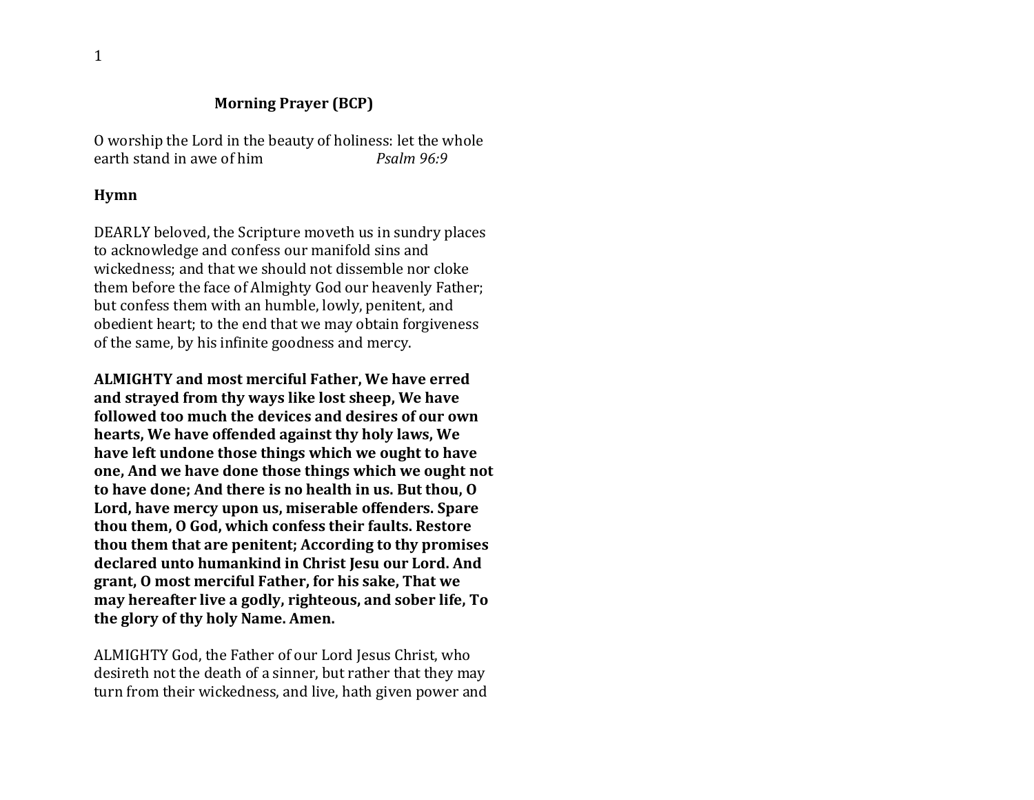# Morning Prayer (BCP)

O worship the Lord in the beauty of holiness: let the whole earth stand in awe of him *Psalm 96:9*

**Hymn**

DEARLY beloved, the Scripture moveth us in sundry places to acknowledge and confess our manifold sins and wickedness; and that we should not dissemble nor cloke them before the face of Almighty God our heavenly Father; but confess them with an humble, lowly, penitent, and obedient heart; to the end that we may obtain forgiveness of the same, by his infinite goodness and mercy.

**ALMIGHTY and most merciful Father, We have erred and strayed from thy ways like lost sheep, We have followed too much the devices and desires of our own hearts, We have offended against thy holy laws, We have left undone those things which we ought to have one, And we have done those things which we ought not to have done; And there is no health in us. But thou, O Lord, have mercy upon us, miserable offenders. Spare thou them, O God, which confess their faults. Restore thou them that are penitent; According to thy promises declared unto humankind in Christ Jesu our Lord. And grant, O most merciful Father, for his sake, That we may hereafter live a godly, righteous, and sober life, To the glory of thy holy Name. Amen.**

ALMIGHTY God, the Father of our Lord Jesus Christ, who desireth not the death of a sinner, but rather that they may turn from their wickedness, and live, hath given power and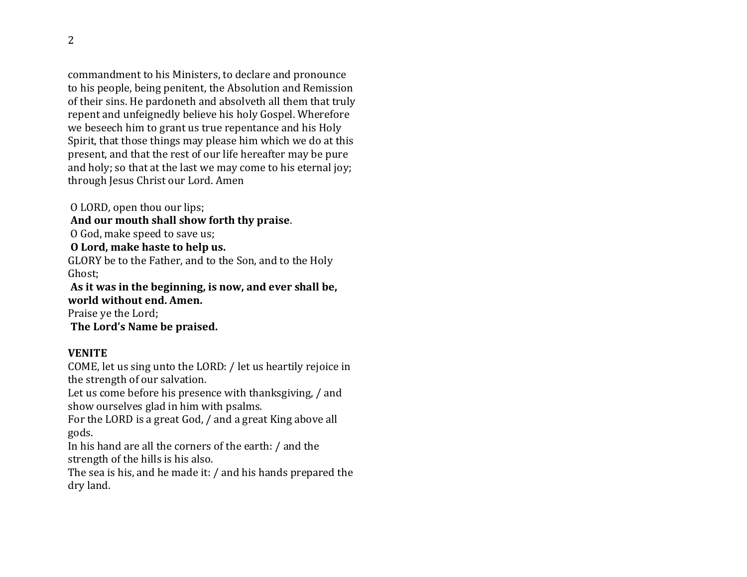commandment to his Ministers, to declare and pronounce to his people, being penitent, the Absolution and Remission of their sins. He pardoneth and absolveth all them that truly repent and unfeignedly believe his holy Gospel. Wherefore we beseech him to grant us true repentance and his Holy Spirit, that those things may please him which we do at this present, and that the rest of our life hereafter may be pure and holy; so that at the last we may come to his eternal joy; through Jesus Christ our Lord. Amen

O LORD, open thou our lips;
**And our mouth shall show forth thy praise**.
O God, make speed to save us;
**O Lord, make haste to help us.**
GLORY be to the Father, and to the Son, and to the Holy Ghost;
**As it was in the beginning, is now, and ever shall be, world without end. Amen.**
Praise ye the Lord;
**The Lord's Name be praised.**

**VENITE**

COME, let us sing unto the LORD: / let us heartily rejoice in the strength of our salvation.
Let us come before his presence with thanksgiving, / and show ourselves glad in him with psalms.
For the LORD is a great God, / and a great King above all gods.
In his hand are all the corners of the earth: / and the strength of the hills is his also.
The sea is his, and he made it: / and his hands prepared the dry land.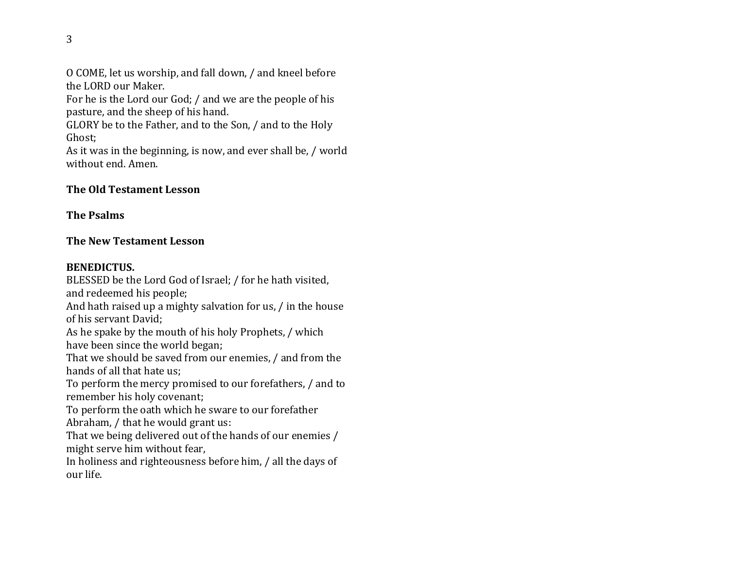O COME, let us worship, and fall down, / and kneel before the LORD our Maker.
For he is the Lord our God; / and we are the people of his pasture, and the sheep of his hand.
GLORY be to the Father, and to the Son, / and to the Holy Ghost;
As it was in the beginning, is now, and ever shall be, / world without end. Amen.

**The Old Testament Lesson**

**The Psalms**

**The New Testament Lesson**

**BENEDICTUS.**
BLESSED be the Lord God of Israel; / for he hath visited, and redeemed his people;
And hath raised up a mighty salvation for us, / in the house of his servant David;
As he spake by the mouth of his holy Prophets, / which have been since the world began;
That we should be saved from our enemies, / and from the hands of all that hate us;
To perform the mercy promised to our forefathers, / and to remember his holy covenant;
To perform the oath which he sware to our forefather Abraham, / that he would grant us:
That we being delivered out of the hands of our enemies / might serve him without fear,
In holiness and righteousness before him, / all the days of our life.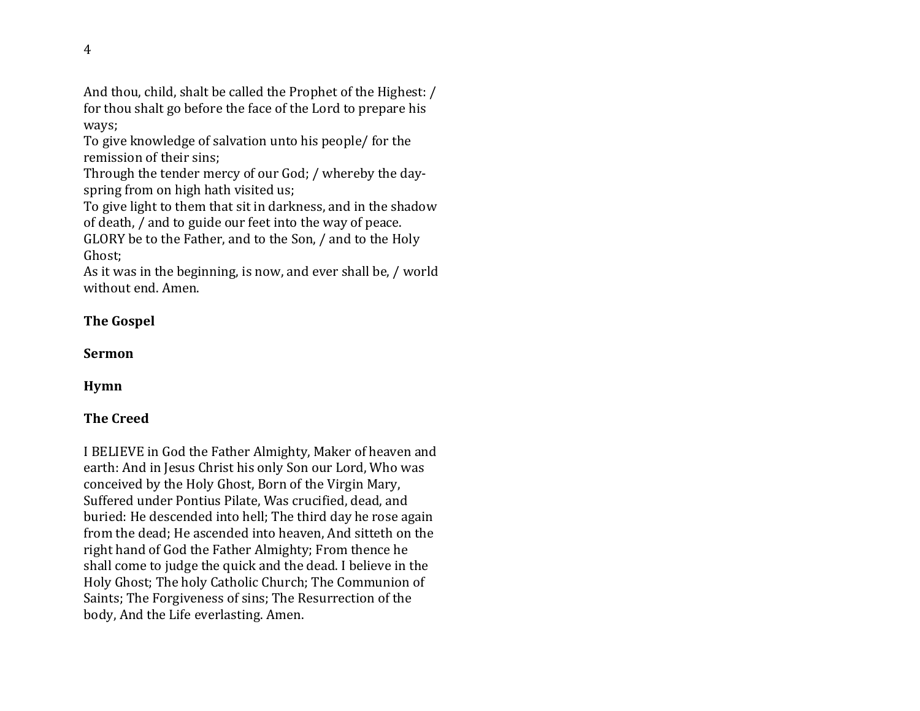And thou, child, shalt be called the Prophet of the Highest: / for thou shalt go before the face of the Lord to prepare his ways;
To give knowledge of salvation unto his people/ for the remission of their sins;
Through the tender mercy of our God; / whereby the day-spring from on high hath visited us;
To give light to them that sit in darkness, and in the shadow of death, / and to guide our feet into the way of peace.
GLORY be to the Father, and to the Son, / and to the Holy Ghost;
As it was in the beginning, is now, and ever shall be, / world without end. Amen.

**The Gospel**

**Sermon**

**Hymn**

**The Creed**

I BELIEVE in God the Father Almighty, Maker of heaven and earth: And in Jesus Christ his only Son our Lord, Who was conceived by the Holy Ghost, Born of the Virgin Mary, Suffered under Pontius Pilate, Was crucified, dead, and buried: He descended into hell; The third day he rose again from the dead; He ascended into heaven, And sitteth on the right hand of God the Father Almighty; From thence he shall come to judge the quick and the dead. I believe in the Holy Ghost; The holy Catholic Church; The Communion of Saints; The Forgiveness of sins; The Resurrection of the body, And the Life everlasting. Amen.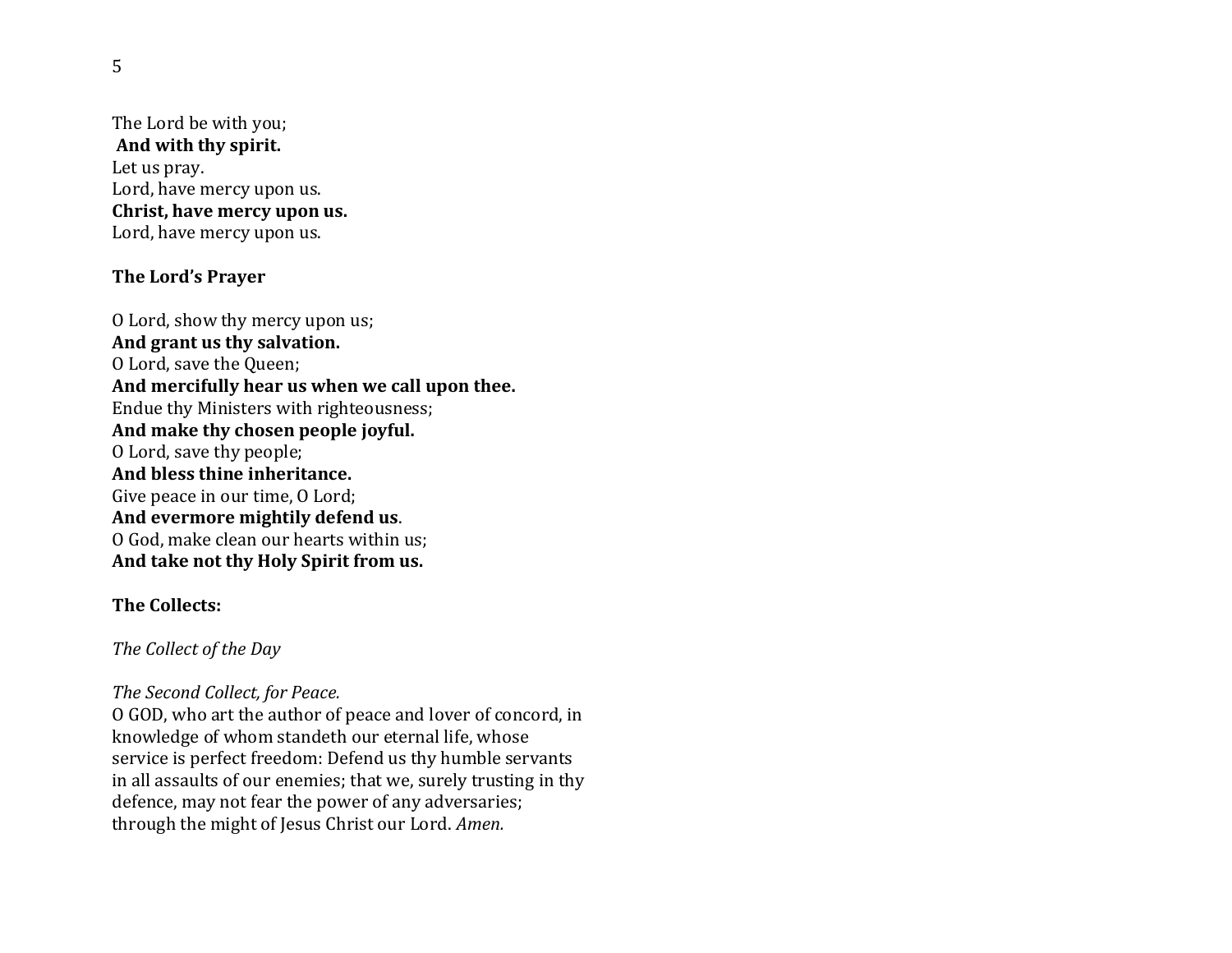The Lord be with you;
**And with thy spirit.**
Let us pray.
Lord, have mercy upon us.
**Christ, have mercy upon us.**
Lord, have mercy upon us.

**The Lord's Prayer**

O Lord, show thy mercy upon us;
**And grant us thy salvation.**
O Lord, save the Queen;
**And mercifully hear us when we call upon thee.**
Endue thy Ministers with righteousness;
**And make thy chosen people joyful.**
O Lord, save thy people;
**And bless thine inheritance.**
Give peace in our time, O Lord;
**And evermore mightily defend us**.
O God, make clean our hearts within us;
**And take not thy Holy Spirit from us.**

**The Collects:**

*The Collect of the Day*

*The Second Collect, for Peace.*
O GOD, who art the author of peace and lover of concord, in knowledge of whom standeth our eternal life, whose service is perfect freedom: Defend us thy humble servants in all assaults of our enemies; that we, surely trusting in thy defence, may not fear the power of any adversaries; through the might of Jesus Christ our Lord. *Amen.*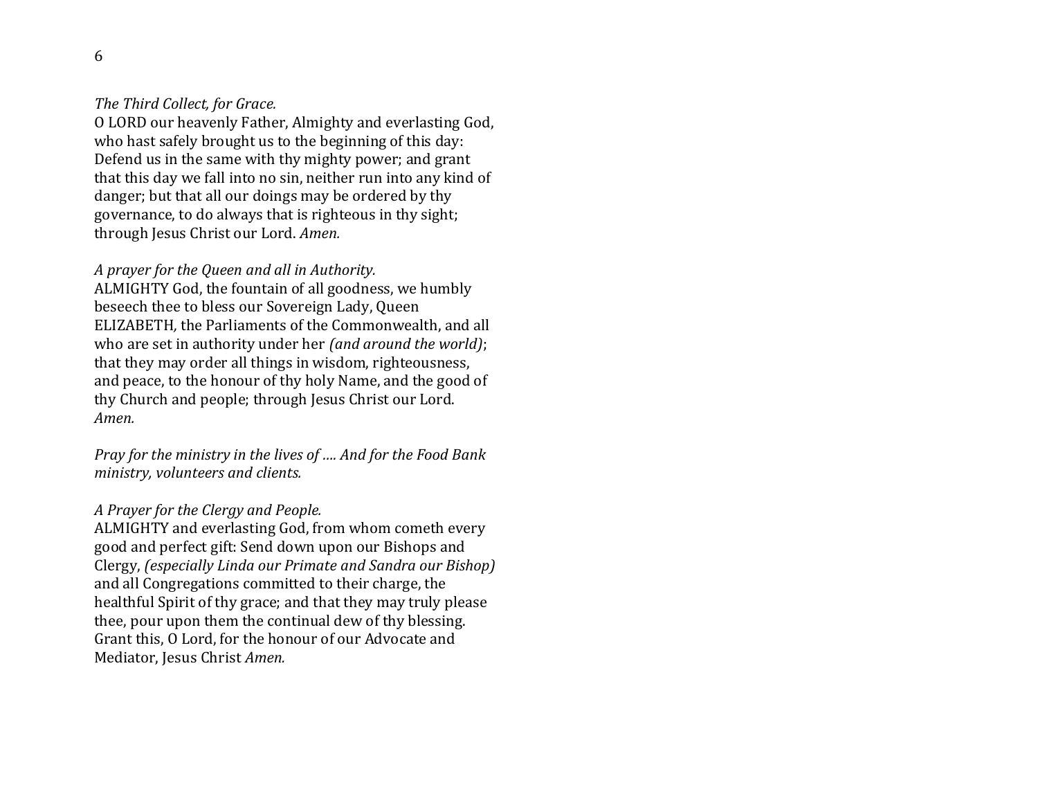*The Third Collect, for Grace.*
O LORD our heavenly Father, Almighty and everlasting God, who hast safely brought us to the beginning of this day: Defend us in the same with thy mighty power; and grant that this day we fall into no sin, neither run into any kind of danger; but that all our doings may be ordered by thy governance, to do always that is righteous in thy sight; through Jesus Christ our Lord. *Amen.*

*A prayer for the Queen and all in Authority.*
ALMIGHTY God, the fountain of all goodness, we humbly beseech thee to bless our Sovereign Lady, Queen ELIZABETH, the Parliaments of the Commonwealth, and all who are set in authority under her *(and around the world)*; that they may order all things in wisdom, righteousness, and peace, to the honour of thy holy Name, and the good of thy Church and people; through Jesus Christ our Lord. *Amen.*

*Pray for the ministry in the lives of …. And for the Food Bank ministry, volunteers and clients.*

*A Prayer for the Clergy and People.*
ALMIGHTY and everlasting God, from whom cometh every good and perfect gift: Send down upon our Bishops and Clergy, *(especially Linda our Primate and Sandra our Bishop)* and all Congregations committed to their charge, the healthful Spirit of thy grace; and that they may truly please thee, pour upon them the continual dew of thy blessing. Grant this, O Lord, for the honour of our Advocate and Mediator, Jesus Christ *Amen.*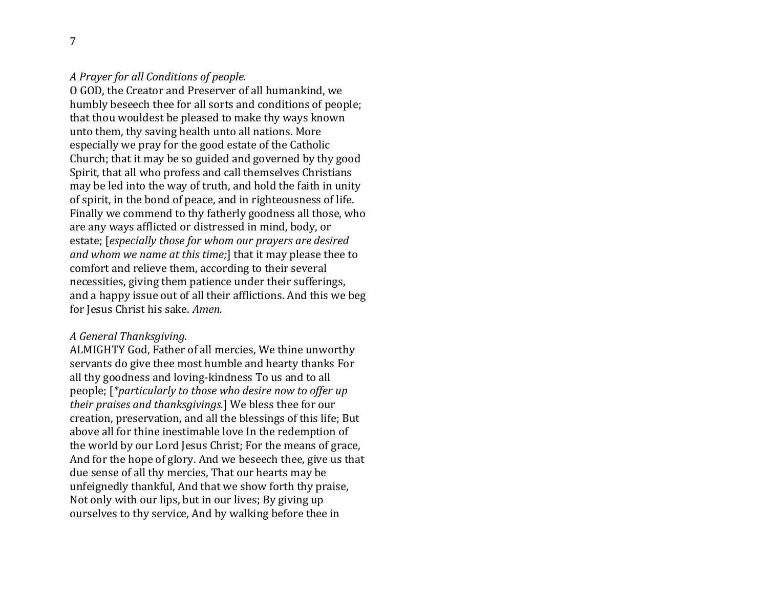*A Prayer for all Conditions of people.*

O GOD, the Creator and Preserver of all humankind, we humbly beseech thee for all sorts and conditions of people; that thou wouldest be pleased to make thy ways known unto them, thy saving health unto all nations. More especially we pray for the good estate of the Catholic Church; that it may be so guided and governed by thy good Spirit, that all who profess and call themselves Christians may be led into the way of truth, and hold the faith in unity of spirit, in the bond of peace, and in righteousness of life. Finally we commend to thy fatherly goodness all those, who are any ways afflicted or distressed in mind, body, or estate; [*especially those for whom our prayers are desired and whom we name at this time;*] that it may please thee to comfort and relieve them, according to their several necessities, giving them patience under their sufferings, and a happy issue out of all their afflictions. And this we beg for Jesus Christ his sake. *Amen.*

*A General Thanksgiving.*

ALMIGHTY God, Father of all mercies, We thine unworthy servants do give thee most humble and hearty thanks For all thy goodness and loving-kindness To us and to all people; [**particularly to those who desire now to offer up their praises and thanksgivings.*] We bless thee for our creation, preservation, and all the blessings of this life; But above all for thine inestimable love In the redemption of the world by our Lord Jesus Christ; For the means of grace, And for the hope of glory. And we beseech thee, give us that due sense of all thy mercies, That our hearts may be unfeignedly thankful, And that we show forth thy praise, Not only with our lips, but in our lives; By giving up ourselves to thy service, And by walking before thee in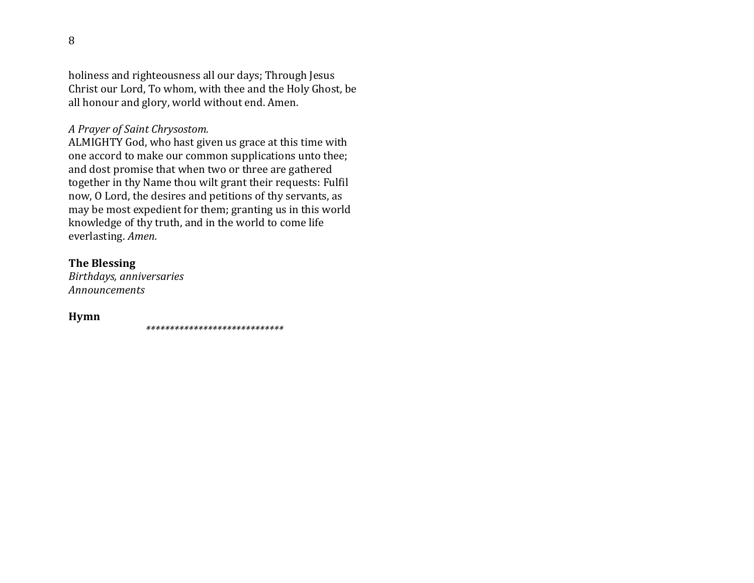holiness and righteousness all our days; Through Jesus Christ our Lord, To whom, with thee and the Holy Ghost, be all honour and glory, world without end. Amen.

*A Prayer of Saint Chrysostom.*
ALMIGHTY God, who hast given us grace at this time with one accord to make our common supplications unto thee; and dost promise that when two or three are gathered together in thy Name thou wilt grant their requests: Fulfil now, O Lord, the desires and petitions of thy servants, as may be most expedient for them; granting us in this world knowledge of thy truth, and in the world to come life everlasting. *Amen.*

**The Blessing**
*Birthdays, anniversaries*
*Announcements*

**Hymn**

*****************************